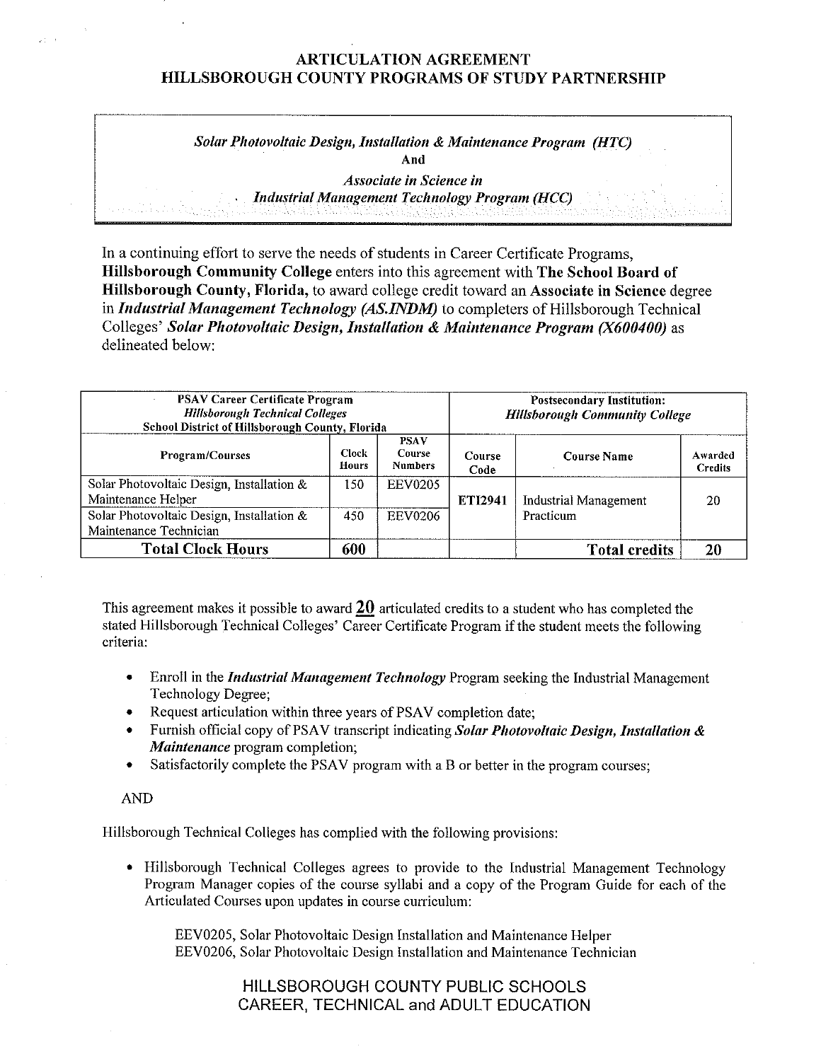# ARTICULATION AGREEMENT
# HILLSBOROUGH COUNTY PROGRAMS OF STUDY PARTNERSHIP

*Solar Photovoltaic Design, Installation & Maintenance Program (HTC)*
**And**
*Associate in Science in*
*Industrial Management Technology Program (HCC)*

In a continuing effort to serve the needs of students in Career Certificate Programs, **Hillsborough Community College** enters into this agreement with **The School Board of Hillsborough County, Florida,** to award college credit toward an **Associate in Science** degree in ***Industrial Management Technology (AS.INDM)*** to completers of Hillsborough Technical Colleges' ***Solar Photovoltaic Design, Installation & Maintenance Program (X600400)*** as delineated below:

| **PSAV Career Certificate Program** *Hillsborough Technical Colleges* **School District of Hillsborough County, Florida** | | | **Postsecondary Institution:** *Hillsborough Community College* | | |
|---|---|---|---|---|---|
| **Program/Courses** | **Clock Hours** | **PSAV Course Numbers** | **Course Code** | **Course Name** | **Awarded Credits** |
| Solar Photovoltaic Design, Installation & Maintenance Helper | 150 | EEV0205 | **ETI2941** | Industrial Management Practicum | 20 |
| Solar Photovoltaic Design, Installation & Maintenance Technician | 450 | EEV0206 | | | |
| **Total Clock Hours** | **600** | | | **Total credits** | **20** |

This agreement makes it possible to award **20** articulated credits to a student who has completed the stated Hillsborough Technical Colleges' Career Certificate Program if the student meets the following criteria:

- Enroll in the ***Industrial Management Technology*** Program seeking the Industrial Management Technology Degree;
- Request articulation within three years of PSAV completion date;
- Furnish official copy of PSAV transcript indicating ***Solar Photovoltaic Design, Installation & Maintenance*** program completion;
- Satisfactorily complete the PSAV program with a B or better in the program courses;

AND

Hillsborough Technical Colleges has complied with the following provisions:

- Hillsborough Technical Colleges agrees to provide to the Industrial Management Technology Program Manager copies of the course syllabi and a copy of the Program Guide for each of the Articulated Courses upon updates in course curriculum:

  EEV0205, Solar Photovoltaic Design Installation and Maintenance Helper
  EEV0206, Solar Photovoltaic Design Installation and Maintenance Technician

HILLSBOROUGH COUNTY PUBLIC SCHOOLS
CAREER, TECHNICAL and ADULT EDUCATION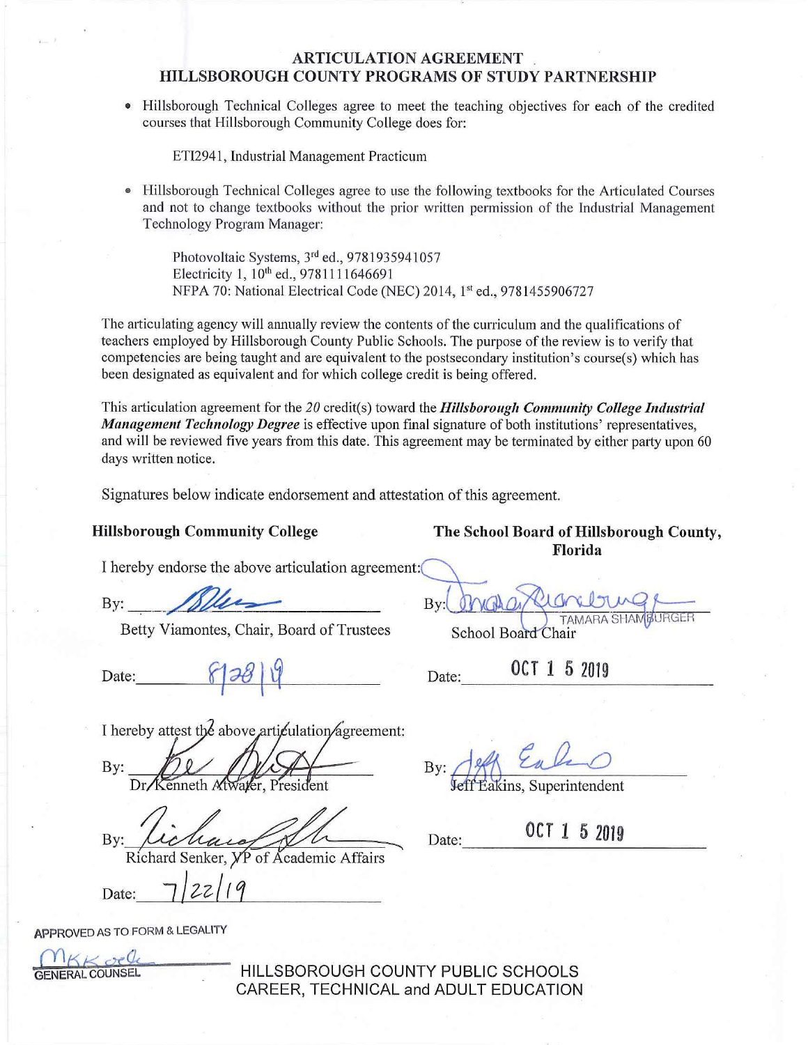# ARTICULATION AGREEMENT
## HILLSBOROUGH COUNTY PROGRAMS OF STUDY PARTNERSHIP

- Hillsborough Technical Colleges agree to meet the teaching objectives for each of the credited courses that Hillsborough Community College does for:

  ETI2941, Industrial Management Practicum

- Hillsborough Technical Colleges agree to use the following textbooks for the Articulated Courses and not to change textbooks without the prior written permission of the Industrial Management Technology Program Manager:

  Photovoltaic Systems, 3rd ed., 9781935941057
  Electricity 1, 10th ed., 9781111646691
  NFPA 70: National Electrical Code (NEC) 2014, 1st ed., 9781455906727

The articulating agency will annually review the contents of the curriculum and the qualifications of teachers employed by Hillsborough County Public Schools. The purpose of the review is to verify that competencies are being taught and are equivalent to the postsecondary institution's course(s) which has been designated as equivalent and for which college credit is being offered.

This articulation agreement for the *20* credit(s) toward the ***Hillsborough Community College Industrial Management Technology Degree*** is effective upon final signature of both institutions' representatives, and will be reviewed five years from this date. This agreement may be terminated by either party upon 60 days written notice.

Signatures below indicate endorsement and attestation of this agreement.

**Hillsborough Community College**

I hereby endorse the above articulation agreement:

By: ______________________
Betty Viamontes, Chair, Board of Trustees

Date: 8/28/19

I hereby attest the above articulation agreement:

By: ______________________
Dr. Kenneth Atwater, President

By: ______________________
Richard Senker, VP of Academic Affairs

Date: 7/22/19

**The School Board of Hillsborough County, Florida**

By: ______________________
TAMARA SHAMBURGER
School Board Chair

Date: OCT 15 2019

By: ______________________
Jeff Eakins, Superintendent

Date: OCT 15 2019

APPROVED AS TO FORM & LEGALITY

______________________
GENERAL COUNSEL

HILLSBOROUGH COUNTY PUBLIC SCHOOLS
CAREER, TECHNICAL and ADULT EDUCATION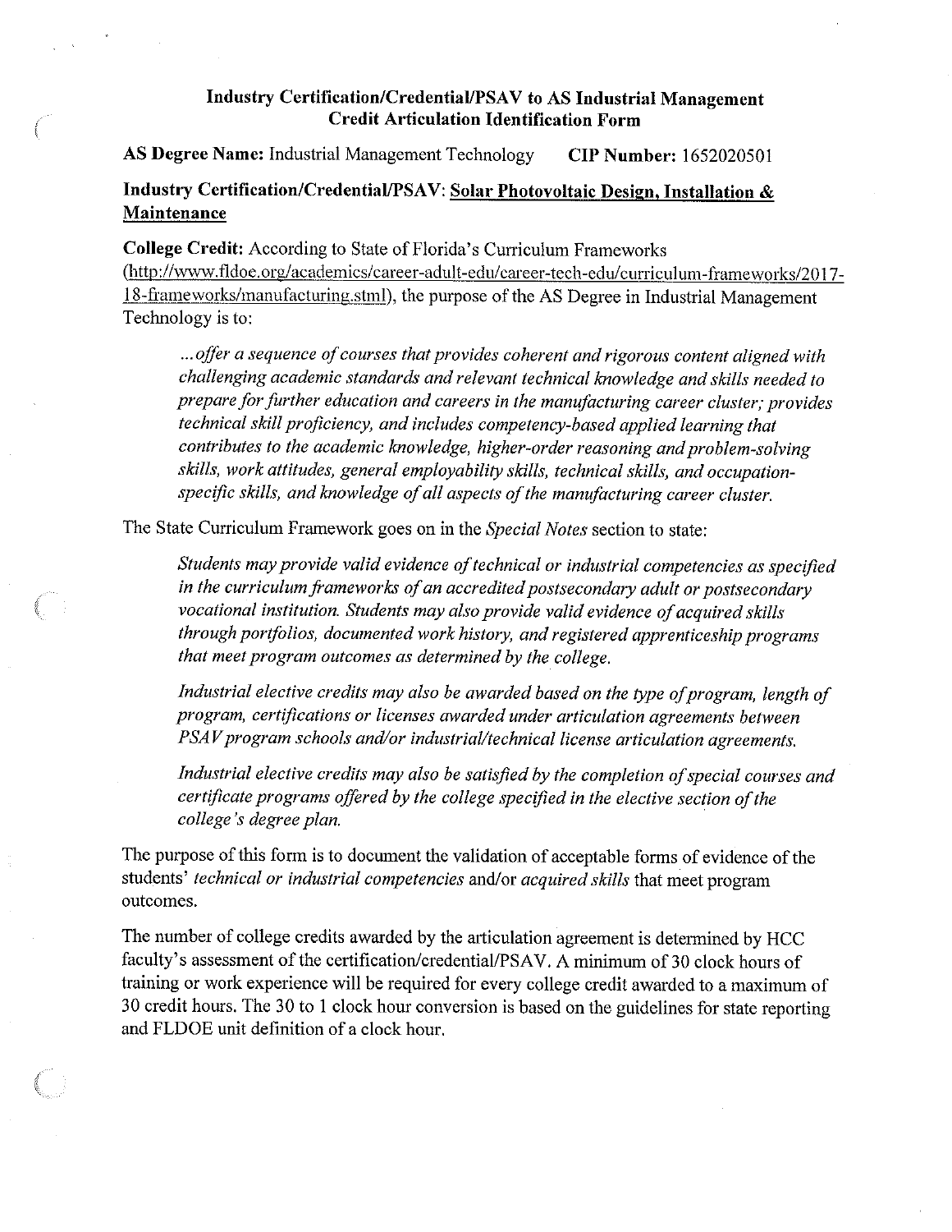# Industry Certification/Credential/PSAV to AS Industrial Management Credit Articulation Identification Form

**AS Degree Name:** Industrial Management Technology **CIP Number:** 1652020501

## Industry Certification/Credential/PSAV: Solar Photovoltaic Design, Installation & Maintenance

**College Credit:** According to State of Florida's Curriculum Frameworks (http://www.fldoe.org/academics/career-adult-edu/career-tech-edu/curriculum-frameworks/2017-18-frameworks/manufacturing.stml), the purpose of the AS Degree in Industrial Management Technology is to:

> *...offer a sequence of courses that provides coherent and rigorous content aligned with challenging academic standards and relevant technical knowledge and skills needed to prepare for further education and careers in the manufacturing career cluster; provides technical skill proficiency, and includes competency-based applied learning that contributes to the academic knowledge, higher-order reasoning and problem-solving skills, work attitudes, general employability skills, technical skills, and occupation-specific skills, and knowledge of all aspects of the manufacturing career cluster.*

The State Curriculum Framework goes on in the *Special Notes* section to state:

> *Students may provide valid evidence of technical or industrial competencies as specified in the curriculum frameworks of an accredited postsecondary adult or postsecondary vocational institution. Students may also provide valid evidence of acquired skills through portfolios, documented work history, and registered apprenticeship programs that meet program outcomes as determined by the college.*
>
> *Industrial elective credits may also be awarded based on the type of program, length of program, certifications or licenses awarded under articulation agreements between PSAV program schools and/or industrial/technical license articulation agreements.*
>
> *Industrial elective credits may also be satisfied by the completion of special courses and certificate programs offered by the college specified in the elective section of the college's degree plan.*

The purpose of this form is to document the validation of acceptable forms of evidence of the students' *technical or industrial competencies* and/or *acquired skills* that meet program outcomes.

The number of college credits awarded by the articulation agreement is determined by HCC faculty's assessment of the certification/credential/PSAV. A minimum of 30 clock hours of training or work experience will be required for every college credit awarded to a maximum of 30 credit hours. The 30 to 1 clock hour conversion is based on the guidelines for state reporting and FLDOE unit definition of a clock hour.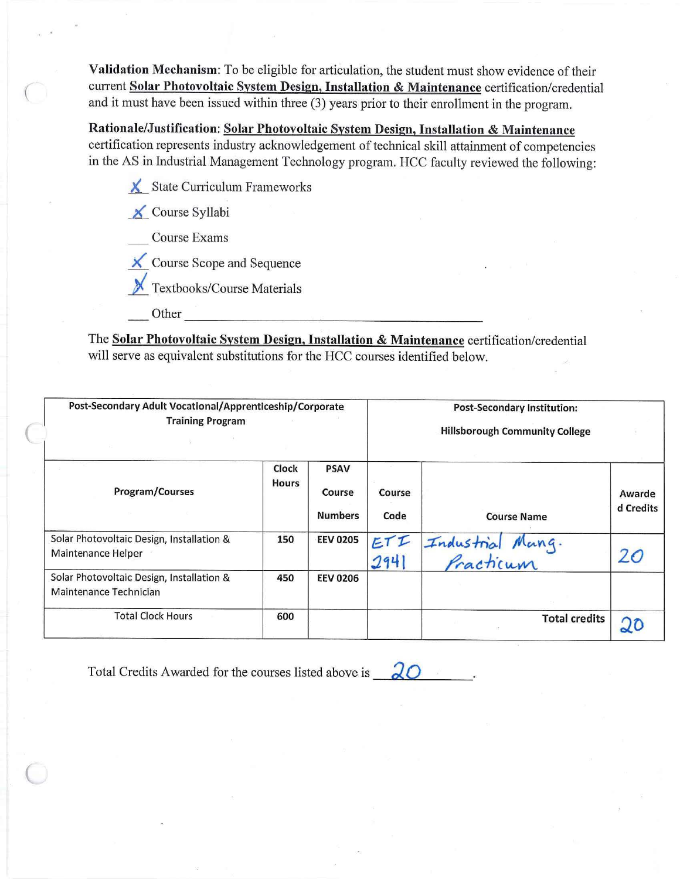**Validation Mechanism**: To be eligible for articulation, the student must show evidence of their current **Solar Photovoltaic System Design, Installation & Maintenance** certification/credential and it must have been issued within three (3) years prior to their enrollment in the program.

**Rationale/Justification**: **Solar Photovoltaic System Design, Installation & Maintenance** certification represents industry acknowledgement of technical skill attainment of competencies in the AS in Industrial Management Technology program. HCC faculty reviewed the following:

- X State Curriculum Frameworks
- X Course Syllabi
- ___ Course Exams
- X Course Scope and Sequence
- X Textbooks/Course Materials
- ___ Other ________________________

The **Solar Photovoltaic System Design, Installation & Maintenance** certification/credential will serve as equivalent substitutions for the HCC courses identified below.

| Post-Secondary Adult Vocational/Apprenticeship/Corporate Training Program | | | Post-Secondary Institution: Hillsborough Community College | | |
|---|---|---|---|---|---|
| Program/Courses | Clock Hours | PSAV Course Numbers | Course Code | Course Name | Awarded Credits |
| Solar Photovoltaic Design, Installation & Maintenance Helper | 150 | EEV 0205 | ETI 2941 | Industrial Mang. Practicum | 20 |
| Solar Photovoltaic Design, Installation & Maintenance Technician | 450 | EEV 0206 | | | |
| Total Clock Hours | 600 | | | Total credits | 20 |

Total Credits Awarded for the courses listed above is 20.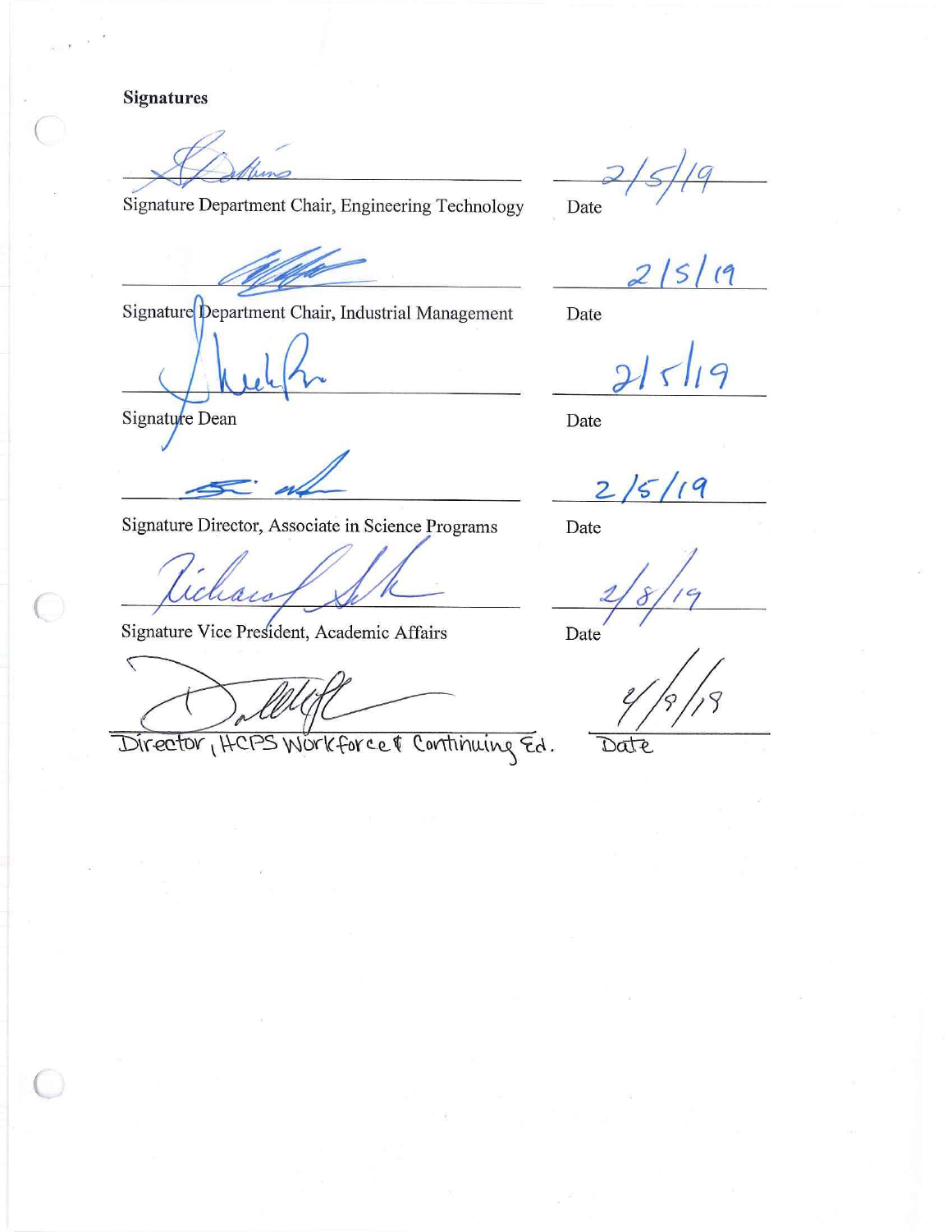**Signatures**

_______________________________ 2/5/19

Signature Department Chair, Engineering Technology Date

_______________________________ 2/5/19

Signature Department Chair, Industrial Management Date

_______________________________ 2/5/19

Signature Dean Date

_______________________________ 2/5/19

Signature Director, Associate in Science Programs Date

_______________________________ 2/8/19

Signature Vice President, Academic Affairs Date

_______________________________ 2/9/19

Director, HCPS Workforce & Continuing Ed. Date